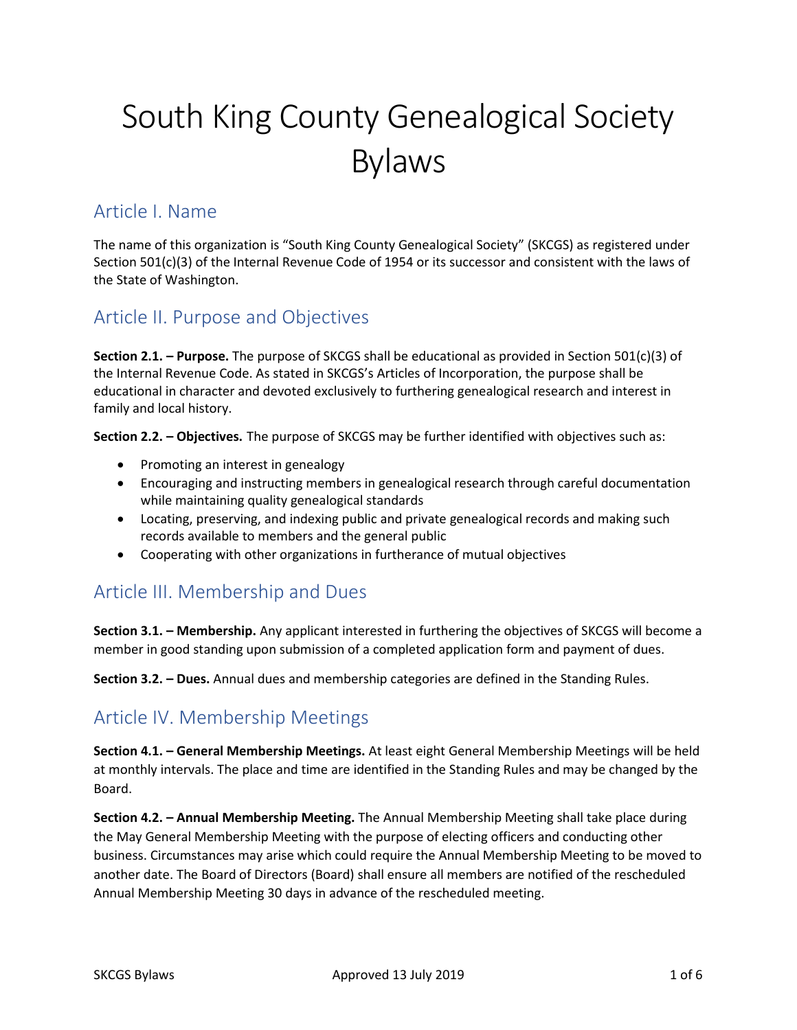# South King County Genealogical Society Bylaws

## Article I. Name

The name of this organization is "South King County Genealogical Society" (SKCGS) as registered under Section 501(c)(3) of the Internal Revenue Code of 1954 or its successor and consistent with the laws of the State of Washington.

## Article II. Purpose and Objectives

**Section 2.1. – Purpose.** The purpose of SKCGS shall be educational as provided in Section 501(c)(3) of the Internal Revenue Code. As stated in SKCGS's Articles of Incorporation, the purpose shall be educational in character and devoted exclusively to furthering genealogical research and interest in family and local history.

**Section 2.2. – Objectives.** The purpose of SKCGS may be further identified with objectives such as:

- Promoting an interest in genealogy
- Encouraging and instructing members in genealogical research through careful documentation while maintaining quality genealogical standards
- Locating, preserving, and indexing public and private genealogical records and making such records available to members and the general public
- Cooperating with other organizations in furtherance of mutual objectives

## Article III. Membership and Dues

**Section 3.1. – Membership.** Any applicant interested in furthering the objectives of SKCGS will become a member in good standing upon submission of a completed application form and payment of dues.

**Section 3.2. – Dues.** Annual dues and membership categories are defined in the Standing Rules.

## Article IV. Membership Meetings

**Section 4.1. – General Membership Meetings.** At least eight General Membership Meetings will be held at monthly intervals. The place and time are identified in the Standing Rules and may be changed by the Board.

**Section 4.2. – Annual Membership Meeting.** The Annual Membership Meeting shall take place during the May General Membership Meeting with the purpose of electing officers and conducting other business. Circumstances may arise which could require the Annual Membership Meeting to be moved to another date. The Board of Directors (Board) shall ensure all members are notified of the rescheduled Annual Membership Meeting 30 days in advance of the rescheduled meeting.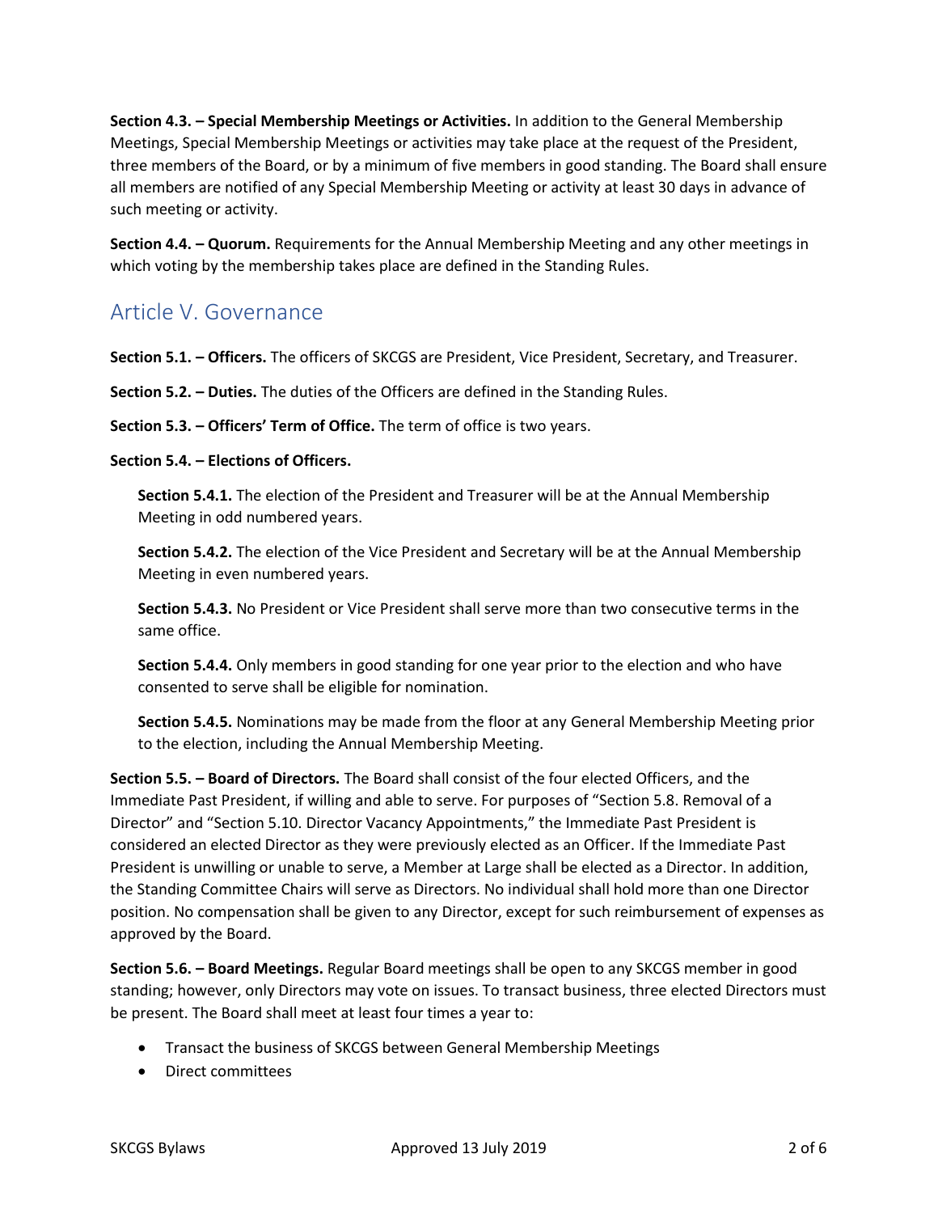**Section 4.3. – Special Membership Meetings or Activities.** In addition to the General Membership Meetings, Special Membership Meetings or activities may take place at the request of the President, three members of the Board, or by a minimum of five members in good standing. The Board shall ensure all members are notified of any Special Membership Meeting or activity at least 30 days in advance of such meeting or activity.

**Section 4.4. – Quorum.** Requirements for the Annual Membership Meeting and any other meetings in which voting by the membership takes place are defined in the Standing Rules.

## Article V. Governance

**Section 5.1. – Officers.** The officers of SKCGS are President, Vice President, Secretary, and Treasurer.

**Section 5.2. – Duties.** The duties of the Officers are defined in the Standing Rules.

**Section 5.3. – Officers' Term of Office.** The term of office is two years.

**Section 5.4. – Elections of Officers.**

> **Section 5.4.1.** The election of the President and Treasurer will be at the Annual Membership Meeting in odd numbered years.
>
> **Section 5.4.2.** The election of the Vice President and Secretary will be at the Annual Membership Meeting in even numbered years.
>
> **Section 5.4.3.** No President or Vice President shall serve more than two consecutive terms in the same office.
>
> **Section 5.4.4.** Only members in good standing for one year prior to the election and who have consented to serve shall be eligible for nomination.
>
> **Section 5.4.5.** Nominations may be made from the floor at any General Membership Meeting prior to the election, including the Annual Membership Meeting.

**Section 5.5. – Board of Directors.** The Board shall consist of the four elected Officers, and the Immediate Past President, if willing and able to serve. For purposes of "Section 5.8. Removal of a Director" and "Section 5.10. Director Vacancy Appointments," the Immediate Past President is considered an elected Director as they were previously elected as an Officer. If the Immediate Past President is unwilling or unable to serve, a Member at Large shall be elected as a Director. In addition, the Standing Committee Chairs will serve as Directors. No individual shall hold more than one Director position. No compensation shall be given to any Director, except for such reimbursement of expenses as approved by the Board.

**Section 5.6. – Board Meetings.** Regular Board meetings shall be open to any SKCGS member in good standing; however, only Directors may vote on issues. To transact business, three elected Directors must be present. The Board shall meet at least four times a year to:

- Transact the business of SKCGS between General Membership Meetings
- Direct committees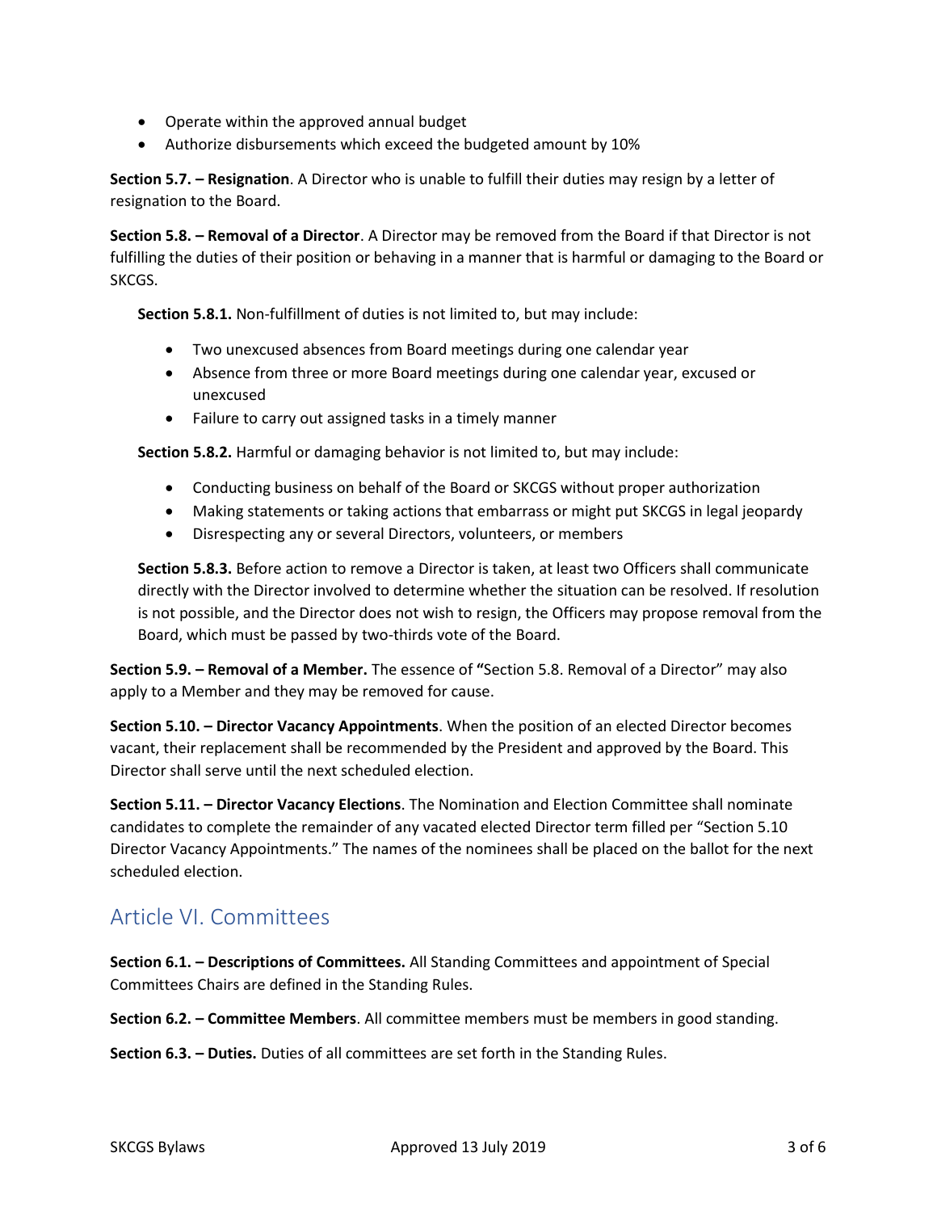- Operate within the approved annual budget
- Authorize disbursements which exceed the budgeted amount by 10%

**Section 5.7. – Resignation**. A Director who is unable to fulfill their duties may resign by a letter of resignation to the Board.

**Section 5.8. – Removal of a Director**. A Director may be removed from the Board if that Director is not fulfilling the duties of their position or behaving in a manner that is harmful or damaging to the Board or SKCGS.

**Section 5.8.1.** Non-fulfillment of duties is not limited to, but may include:

- Two unexcused absences from Board meetings during one calendar year
- Absence from three or more Board meetings during one calendar year, excused or unexcused
- Failure to carry out assigned tasks in a timely manner

**Section 5.8.2.** Harmful or damaging behavior is not limited to, but may include:

- Conducting business on behalf of the Board or SKCGS without proper authorization
- Making statements or taking actions that embarrass or might put SKCGS in legal jeopardy
- Disrespecting any or several Directors, volunteers, or members

**Section 5.8.3.** Before action to remove a Director is taken, at least two Officers shall communicate directly with the Director involved to determine whether the situation can be resolved. If resolution is not possible, and the Director does not wish to resign, the Officers may propose removal from the Board, which must be passed by two-thirds vote of the Board.

**Section 5.9. – Removal of a Member.** The essence of **"**Section 5.8. Removal of a Director" may also apply to a Member and they may be removed for cause.

**Section 5.10. – Director Vacancy Appointments**. When the position of an elected Director becomes vacant, their replacement shall be recommended by the President and approved by the Board. This Director shall serve until the next scheduled election.

**Section 5.11. – Director Vacancy Elections**. The Nomination and Election Committee shall nominate candidates to complete the remainder of any vacated elected Director term filled per "Section 5.10 Director Vacancy Appointments." The names of the nominees shall be placed on the ballot for the next scheduled election.

## Article VI. Committees

**Section 6.1. – Descriptions of Committees.** All Standing Committees and appointment of Special Committees Chairs are defined in the Standing Rules.

**Section 6.2. – Committee Members**. All committee members must be members in good standing.

**Section 6.3. – Duties.** Duties of all committees are set forth in the Standing Rules.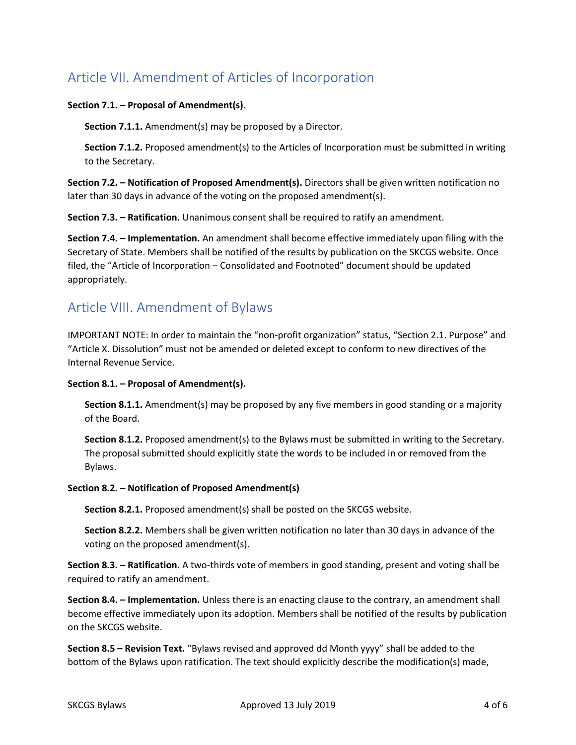## Article VII. Amendment of Articles of Incorporation

**Section 7.1. – Proposal of Amendment(s).**

**Section 7.1.1.** Amendment(s) may be proposed by a Director.

**Section 7.1.2.** Proposed amendment(s) to the Articles of Incorporation must be submitted in writing to the Secretary.

**Section 7.2. – Notification of Proposed Amendment(s).** Directors shall be given written notification no later than 30 days in advance of the voting on the proposed amendment(s).

**Section 7.3. – Ratification.** Unanimous consent shall be required to ratify an amendment.

**Section 7.4. – Implementation.** An amendment shall become effective immediately upon filing with the Secretary of State. Members shall be notified of the results by publication on the SKCGS website. Once filed, the "Article of Incorporation – Consolidated and Footnoted" document should be updated appropriately.

## Article VIII. Amendment of Bylaws

IMPORTANT NOTE: In order to maintain the "non-profit organization" status, "Section 2.1. Purpose" and "Article X. Dissolution" must not be amended or deleted except to conform to new directives of the Internal Revenue Service.

**Section 8.1. – Proposal of Amendment(s).**

**Section 8.1.1.** Amendment(s) may be proposed by any five members in good standing or a majority of the Board.

**Section 8.1.2.** Proposed amendment(s) to the Bylaws must be submitted in writing to the Secretary. The proposal submitted should explicitly state the words to be included in or removed from the Bylaws.

**Section 8.2. – Notification of Proposed Amendment(s)**

**Section 8.2.1.** Proposed amendment(s) shall be posted on the SKCGS website.

**Section 8.2.2.** Members shall be given written notification no later than 30 days in advance of the voting on the proposed amendment(s).

**Section 8.3. – Ratification.** A two-thirds vote of members in good standing, present and voting shall be required to ratify an amendment.

**Section 8.4. – Implementation.** Unless there is an enacting clause to the contrary, an amendment shall become effective immediately upon its adoption. Members shall be notified of the results by publication on the SKCGS website.

**Section 8.5 – Revision Text.** "Bylaws revised and approved dd Month yyyy" shall be added to the bottom of the Bylaws upon ratification. The text should explicitly describe the modification(s) made,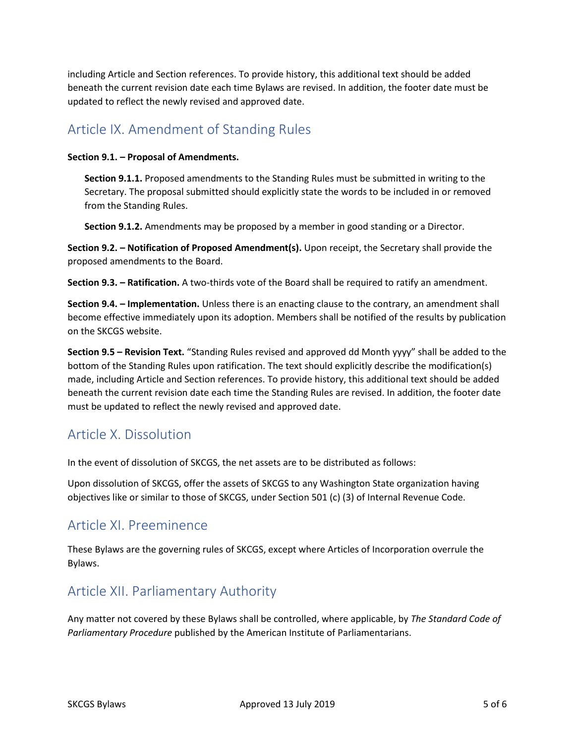including Article and Section references. To provide history, this additional text should be added beneath the current revision date each time Bylaws are revised. In addition, the footer date must be updated to reflect the newly revised and approved date.

## Article IX. Amendment of Standing Rules

**Section 9.1. – Proposal of Amendments.**

**Section 9.1.1.** Proposed amendments to the Standing Rules must be submitted in writing to the Secretary. The proposal submitted should explicitly state the words to be included in or removed from the Standing Rules.

**Section 9.1.2.** Amendments may be proposed by a member in good standing or a Director.

**Section 9.2. – Notification of Proposed Amendment(s).** Upon receipt, the Secretary shall provide the proposed amendments to the Board.

**Section 9.3. – Ratification.** A two-thirds vote of the Board shall be required to ratify an amendment.

**Section 9.4. – Implementation.** Unless there is an enacting clause to the contrary, an amendment shall become effective immediately upon its adoption. Members shall be notified of the results by publication on the SKCGS website.

**Section 9.5 – Revision Text.** "Standing Rules revised and approved dd Month yyyy" shall be added to the bottom of the Standing Rules upon ratification. The text should explicitly describe the modification(s) made, including Article and Section references. To provide history, this additional text should be added beneath the current revision date each time the Standing Rules are revised. In addition, the footer date must be updated to reflect the newly revised and approved date.

## Article X. Dissolution

In the event of dissolution of SKCGS, the net assets are to be distributed as follows:

Upon dissolution of SKCGS, offer the assets of SKCGS to any Washington State organization having objectives like or similar to those of SKCGS, under Section 501 (c) (3) of Internal Revenue Code.

## Article XI. Preeminence

These Bylaws are the governing rules of SKCGS, except where Articles of Incorporation overrule the Bylaws.

## Article XII. Parliamentary Authority

Any matter not covered by these Bylaws shall be controlled, where applicable, by *The Standard Code of Parliamentary Procedure* published by the American Institute of Parliamentarians.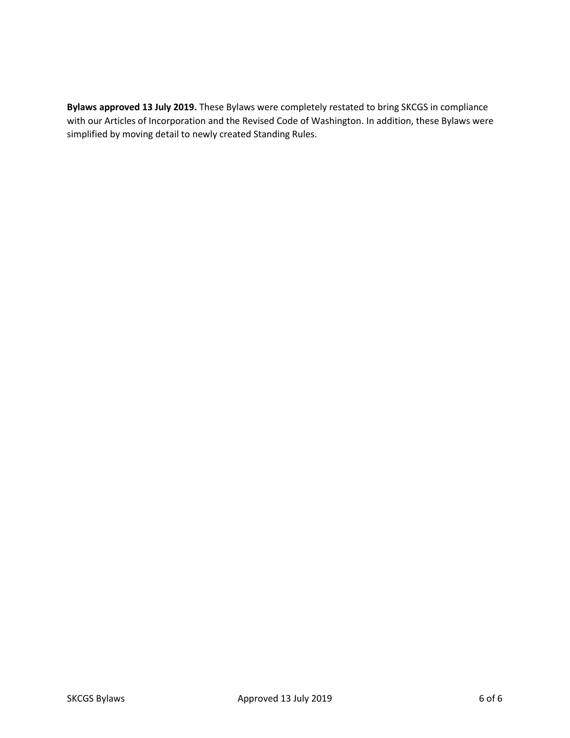**Bylaws approved 13 July 2019.** These Bylaws were completely restated to bring SKCGS in compliance with our Articles of Incorporation and the Revised Code of Washington. In addition, these Bylaws were simplified by moving detail to newly created Standing Rules.